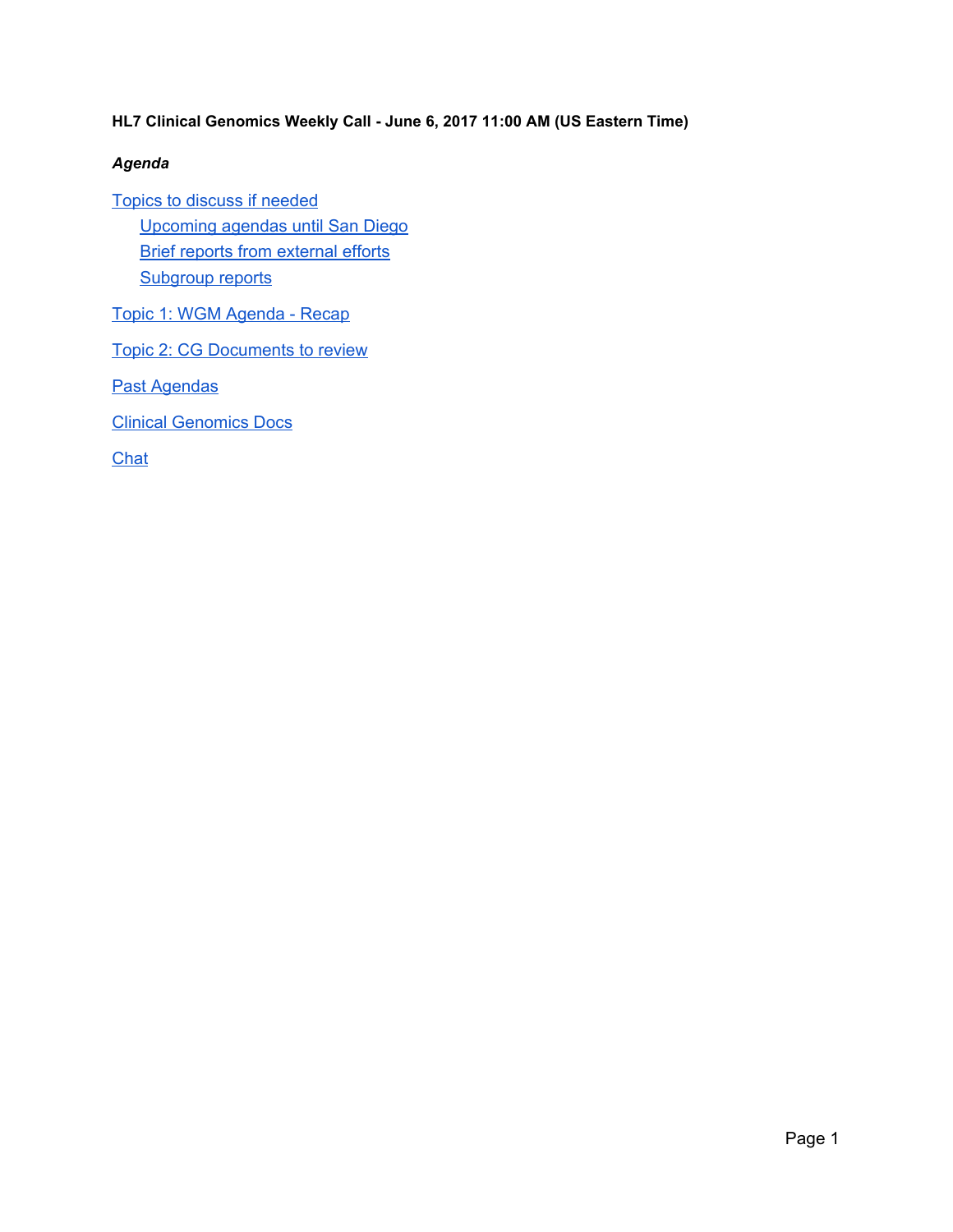**HL7 Clinical Genomics Weekly Call - June 6, 2017 11:00 AM (US Eastern Time)**

***Agenda***

- Topics to discuss if needed
    - Upcoming agendas until San Diego
    - Brief reports from external efforts
    - Subgroup reports
- Topic 1: WGM Agenda - Recap
- Topic 2: CG Documents to review
- Past Agendas
- Clinical Genomics Docs
- Chat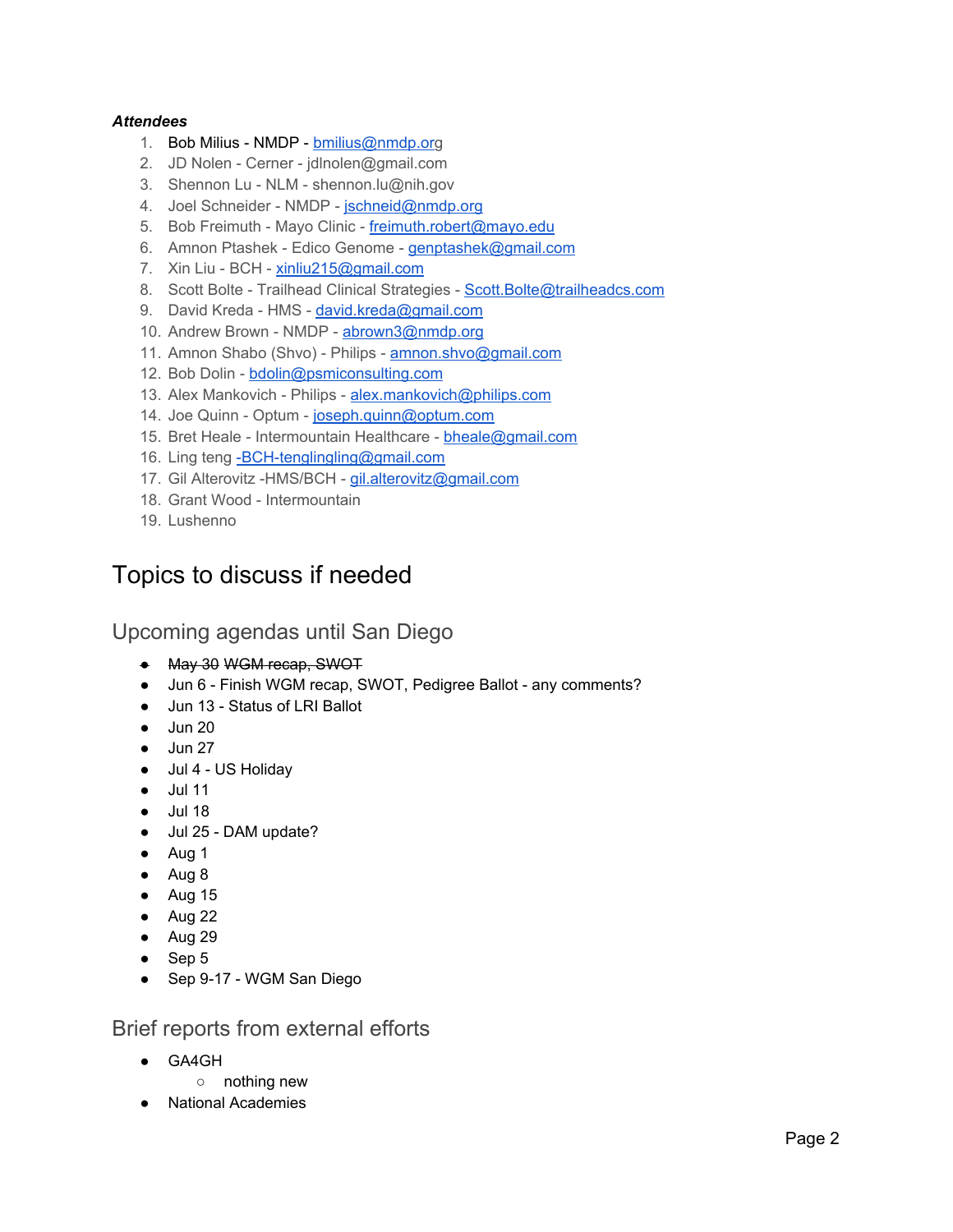***Attendees***

1. Bob Milius - NMDP - bmilius@nmdp.org
2. JD Nolen - Cerner - jdlnolen@gmail.com
3. Shennon Lu - NLM - shennon.lu@nih.gov
4. Joel Schneider - NMDP - jschneid@nmdp.org
5. Bob Freimuth - Mayo Clinic - freimuth.robert@mayo.edu
6. Amnon Ptashek - Edico Genome - genptashek@gmail.com
7. Xin Liu - BCH - xinliu215@gmail.com
8. Scott Bolte - Trailhead Clinical Strategies - Scott.Bolte@trailheadcs.com
9. David Kreda - HMS - david.kreda@gmail.com
10. Andrew Brown - NMDP - abrown3@nmdp.org
11. Amnon Shabo (Shvo) - Philips - amnon.shvo@gmail.com
12. Bob Dolin - bdolin@psmiconsulting.com
13. Alex Mankovich - Philips - alex.mankovich@philips.com
14. Joe Quinn - Optum - joseph.quinn@optum.com
15. Bret Heale - Intermountain Healthcare - bheale@gmail.com
16. Ling teng -BCH-tenglingling@gmail.com
17. Gil Alterovitz -HMS/BCH - gil.alterovitz@gmail.com
18. Grant Wood - Intermountain
19. Lushenno

# Topics to discuss if needed

## Upcoming agendas until San Diego

- ~~May 30 WGM recap, SWOT~~
- Jun 6 - Finish WGM recap, SWOT, Pedigree Ballot - any comments?
- Jun 13 - Status of LRI Ballot
- Jun 20
- Jun 27
- Jul 4 - US Holiday
- Jul 11
- Jul 18
- Jul 25 - DAM update?
- Aug 1
- Aug 8
- Aug 15
- Aug 22
- Aug 29
- Sep 5
- Sep 9-17 - WGM San Diego

## Brief reports from external efforts

- GA4GH
    - nothing new
- National Academies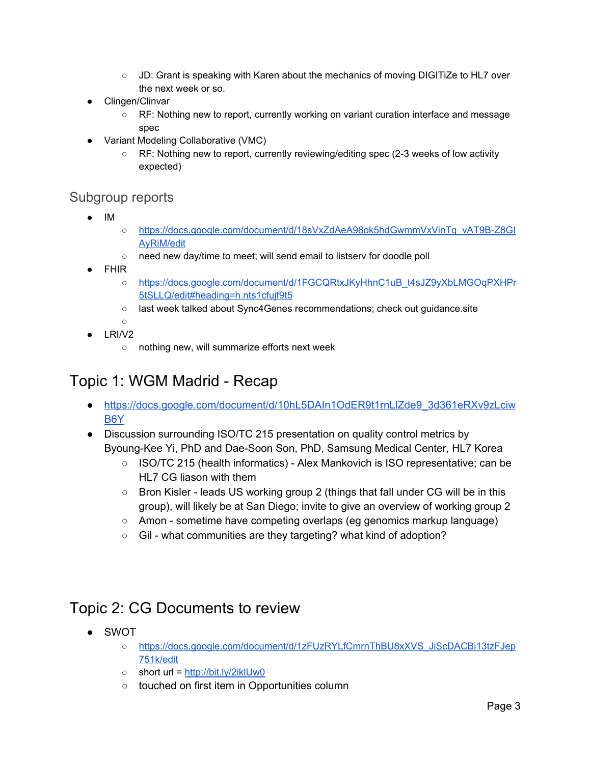- JD: Grant is speaking with Karen about the mechanics of moving DIGITiZe to HL7 over the next week or so.
- Clingen/Clinvar
    - RF: Nothing new to report, currently working on variant curation interface and message spec
- Variant Modeling Collaborative (VMC)
    - RF: Nothing new to report, currently reviewing/editing spec (2-3 weeks of low activity expected)

## Subgroup reports

- IM
    - https://docs.google.com/document/d/18sVxZdAeA98ok5hdGwmmVxVinTq_vAT9B-Z8GIAyRiM/edit
    - need new day/time to meet; will send email to listserv for doodle poll
- FHIR
    - https://docs.google.com/document/d/1FGCQRtxJKyHhnC1uB_t4sJZ9yXbLMGOqPXHPr5tSLLQ/edit#heading=h.nts1cfujf9t5
    - last week talked about Sync4Genes recommendations; check out guidance.site
    - 
- LRI/V2
    - nothing new, will summarize efforts next week

# Topic 1: WGM Madrid - Recap

- https://docs.google.com/document/d/10hL5DAIn1OdER9t1rnLIZde9_3d361eRXv9zLciwB6Y
- Discussion surrounding ISO/TC 215 presentation on quality control metrics by Byoung-Kee Yi, PhD and Dae-Soon Son, PhD, Samsung Medical Center, HL7 Korea
    - ISO/TC 215 (health informatics) - Alex Mankovich is ISO representative; can be HL7 CG liason with them
    - Bron Kisler - leads US working group 2 (things that fall under CG will be in this group), will likely be at San Diego; invite to give an overview of working group 2
    - Amon - sometime have competing overlaps (eg genomics markup language)
    - Gil - what communities are they targeting? what kind of adoption?

# Topic 2: CG Documents to review

- SWOT
    - https://docs.google.com/document/d/1zFUzRYLfCmrnThBU8xXVS_JiScDACBi13tzFJep751k/edit
    - short url = http://bit.ly/2iklUw0
    - touched on first item in Opportunities column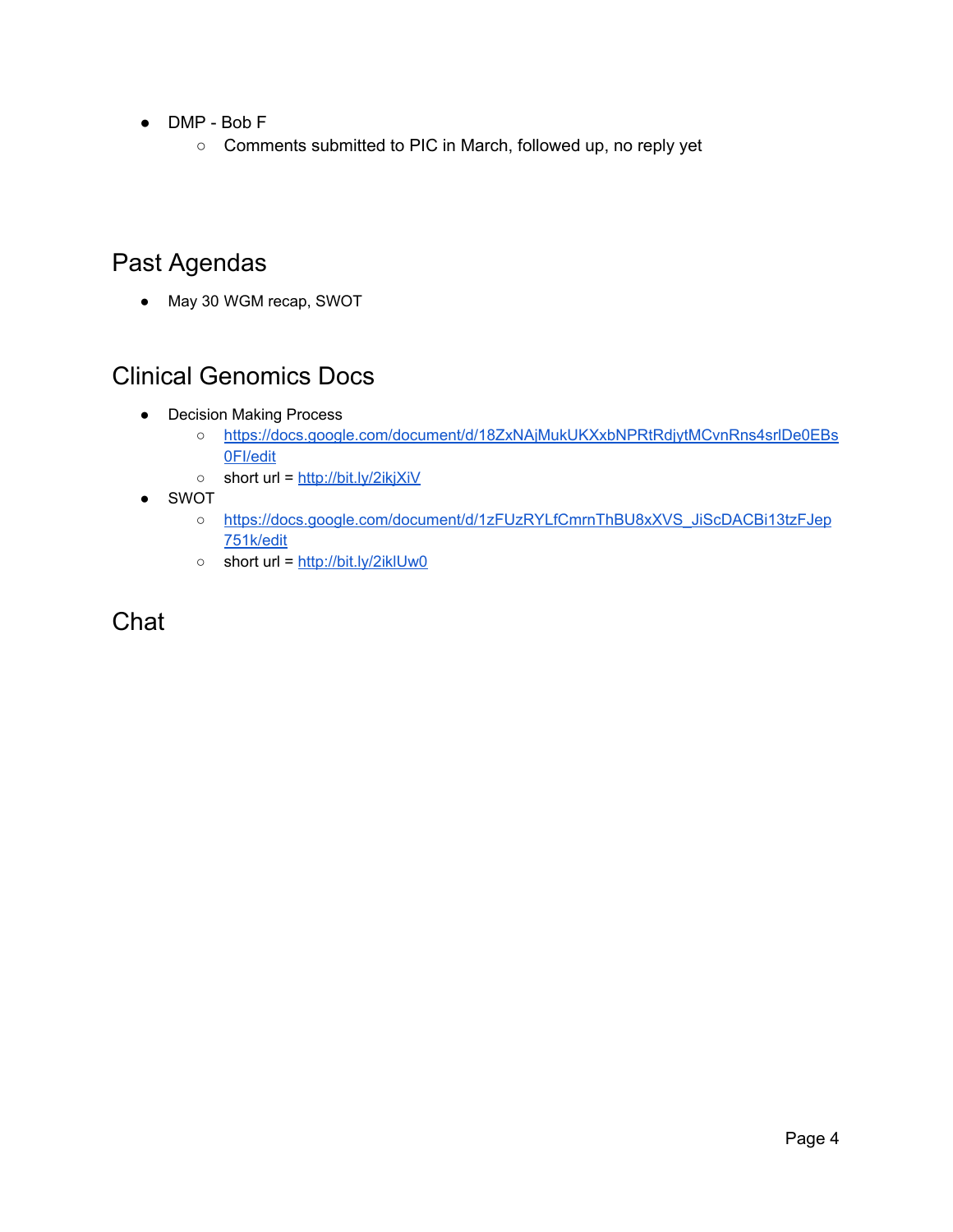- DMP - Bob F
  - Comments submitted to PIC in March, followed up, no reply yet

## Past Agendas

- May 30 WGM recap, SWOT

## Clinical Genomics Docs

- Decision Making Process
  - https://docs.google.com/document/d/18ZxNAjMukUKXxbNPRtRdjytMCvnRns4srlDe0EBs0FI/edit
  - short url = http://bit.ly/2ikjXiV
- SWOT
  - https://docs.google.com/document/d/1zFUzRYLfCmrnThBU8xXVS_JiScDACBi13tzFJep751k/edit
  - short url = http://bit.ly/2iklUw0

## Chat